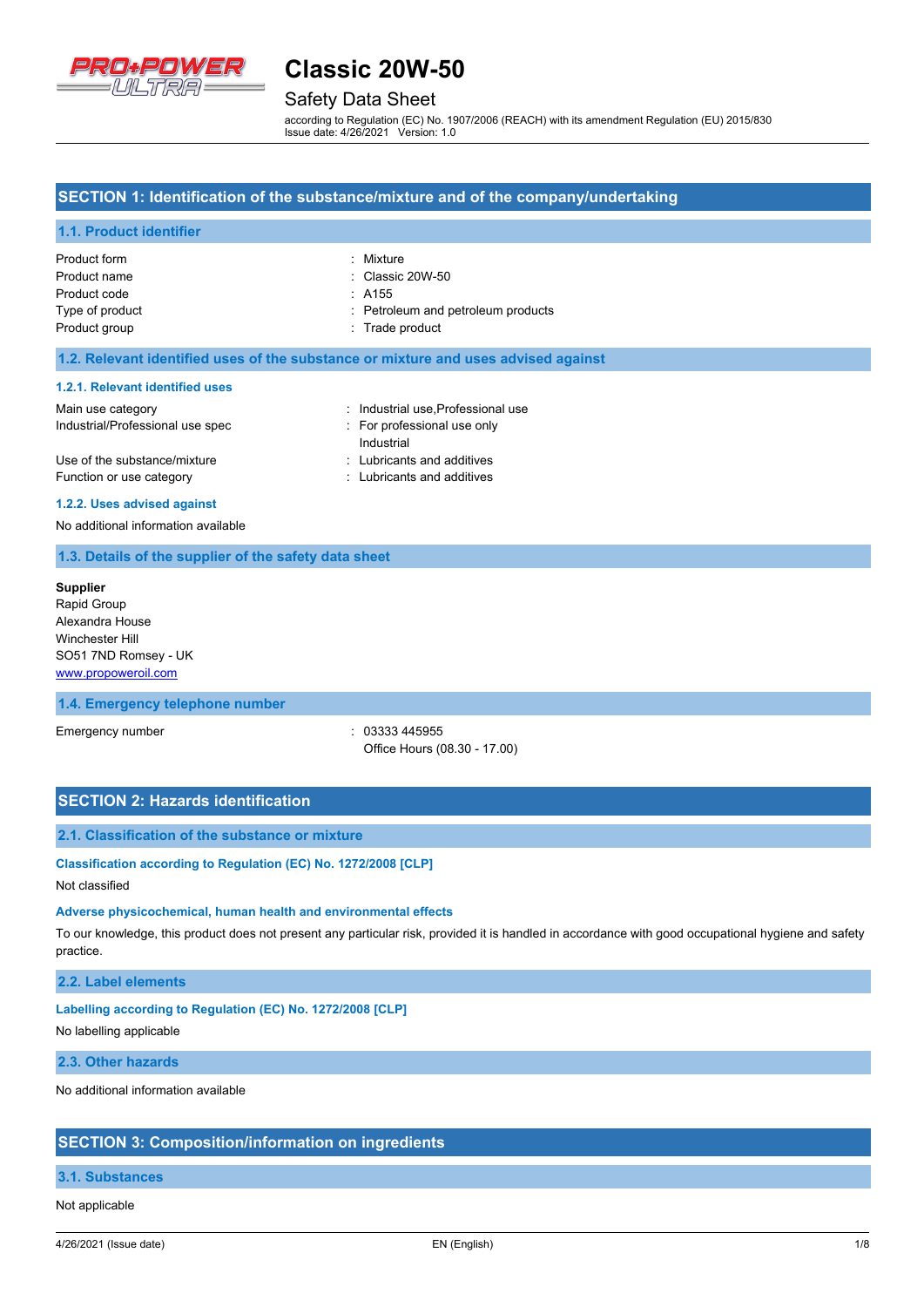# Classic 20W-50

## Safety Data Sheet

according to Regulation (EC) No. 1907/2006 (REACH) with its amendment Regulation (EU) 2015/830
Issue date: 4/26/2021 Version: 1.0

## SECTION 1: Identification of the substance/mixture and of the company/undertaking

### 1.1. Product identifier

| | |
|---|---|
| Product form | : Mixture |
| Product name | : Classic 20W-50 |
| Product code | : A155 |
| Type of product | : Petroleum and petroleum products |
| Product group | : Trade product |

### 1.2. Relevant identified uses of the substance or mixture and uses advised against

#### 1.2.1. Relevant identified uses

| | |
|---|---|
| Main use category | : Industrial use,Professional use |
| Industrial/Professional use spec | : For professional use only<br>Industrial |
| Use of the substance/mixture | : Lubricants and additives |
| Function or use category | : Lubricants and additives |

#### 1.2.2. Uses advised against

No additional information available

### 1.3. Details of the supplier of the safety data sheet

**Supplier**
Rapid Group
Alexandra House
Winchester Hill
SO51 7ND Romsey - UK
www.propoweroil.com

### 1.4. Emergency telephone number

| | |
|---|---|
| Emergency number | : 03333 445955<br>Office Hours (08.30 - 17.00) |

## SECTION 2: Hazards identification

### 2.1. Classification of the substance or mixture

#### Classification according to Regulation (EC) No. 1272/2008 [CLP]

Not classified

#### Adverse physicochemical, human health and environmental effects

To our knowledge, this product does not present any particular risk, provided it is handled in accordance with good occupational hygiene and safety practice.

### 2.2. Label elements

#### Labelling according to Regulation (EC) No. 1272/2008 [CLP]

No labelling applicable

### 2.3. Other hazards

No additional information available

## SECTION 3: Composition/information on ingredients

### 3.1. Substances

Not applicable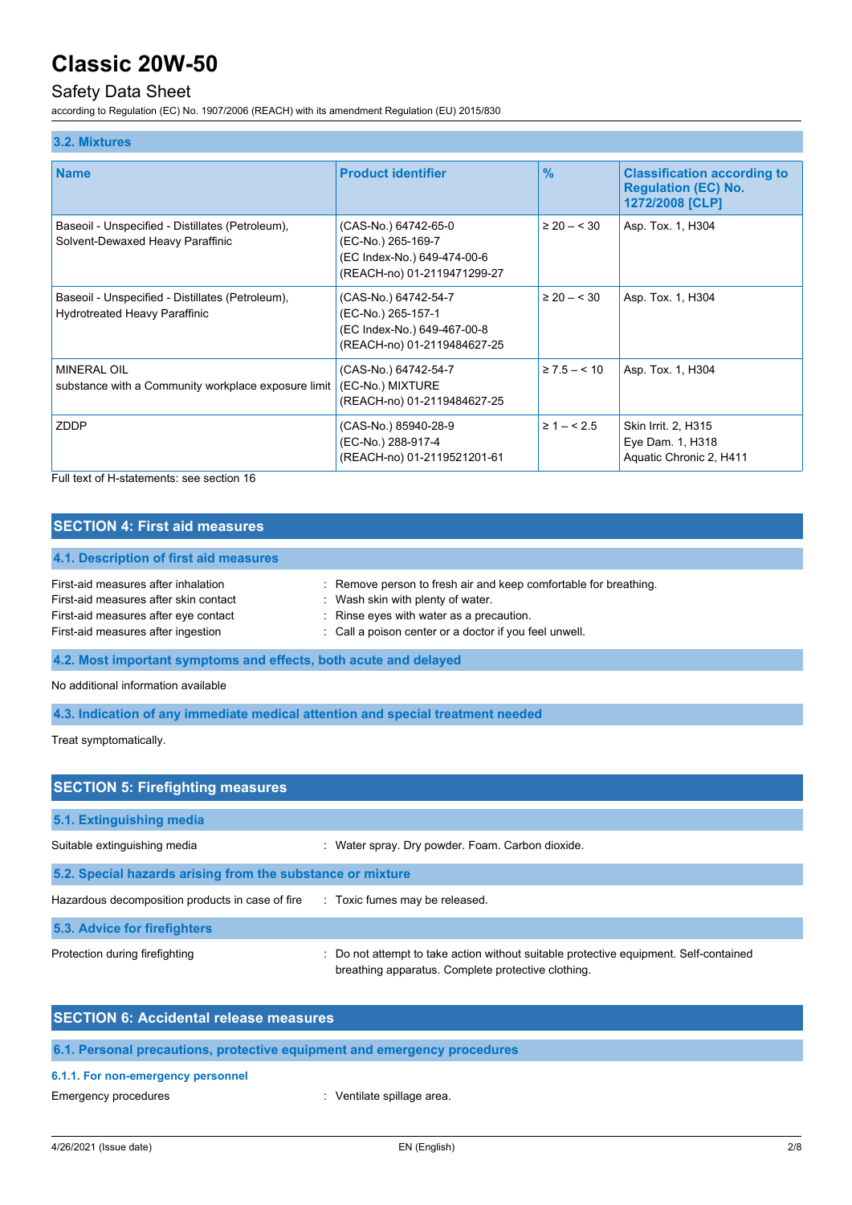### 3.2. Mixtures

| Name | Product identifier | % | Classification according to Regulation (EC) No. 1272/2008 [CLP] |
|---|---|---|---|
| Baseoil - Unspecified - Distillates (Petroleum), Solvent-Dewaxed Heavy Paraffinic | (CAS-No.) 64742-65-0<br>(EC-No.) 265-169-7<br>(EC Index-No.) 649-474-00-6<br>(REACH-no) 01-2119471299-27 | ≥ 20 – < 30 | Asp. Tox. 1, H304 |
| Baseoil - Unspecified - Distillates (Petroleum), Hydrotreated Heavy Paraffinic | (CAS-No.) 64742-54-7<br>(EC-No.) 265-157-1<br>(EC Index-No.) 649-467-00-8<br>(REACH-no) 01-2119484627-25 | ≥ 20 – < 30 | Asp. Tox. 1, H304 |
| MINERAL OIL<br>substance with a Community workplace exposure limit | (CAS-No.) 64742-54-7<br>(EC-No.) MIXTURE<br>(REACH-no) 01-2119484627-25 | ≥ 7.5 – < 10 | Asp. Tox. 1, H304 |
| ZDDP | (CAS-No.) 85940-28-9<br>(EC-No.) 288-917-4<br>(REACH-no) 01-2119521201-61 | ≥ 1 – < 2.5 | Skin Irrit. 2, H315<br>Eye Dam. 1, H318<br>Aquatic Chronic 2, H411 |

Full text of H-statements: see section 16

## SECTION 4: First aid measures

### 4.1. Description of first aid measures

First-aid measures after inhalation : Remove person to fresh air and keep comfortable for breathing.
First-aid measures after skin contact : Wash skin with plenty of water.
First-aid measures after eye contact : Rinse eyes with water as a precaution.
First-aid measures after ingestion : Call a poison center or a doctor if you feel unwell.

### 4.2. Most important symptoms and effects, both acute and delayed

No additional information available

### 4.3. Indication of any immediate medical attention and special treatment needed

Treat symptomatically.

## SECTION 5: Firefighting measures

### 5.1. Extinguishing media

Suitable extinguishing media : Water spray. Dry powder. Foam. Carbon dioxide.

### 5.2. Special hazards arising from the substance or mixture

Hazardous decomposition products in case of fire : Toxic fumes may be released.

### 5.3. Advice for firefighters

Protection during firefighting : Do not attempt to take action without suitable protective equipment. Self-contained breathing apparatus. Complete protective clothing.

## SECTION 6: Accidental release measures

### 6.1. Personal precautions, protective equipment and emergency procedures

#### 6.1.1. For non-emergency personnel

Emergency procedures : Ventilate spillage area.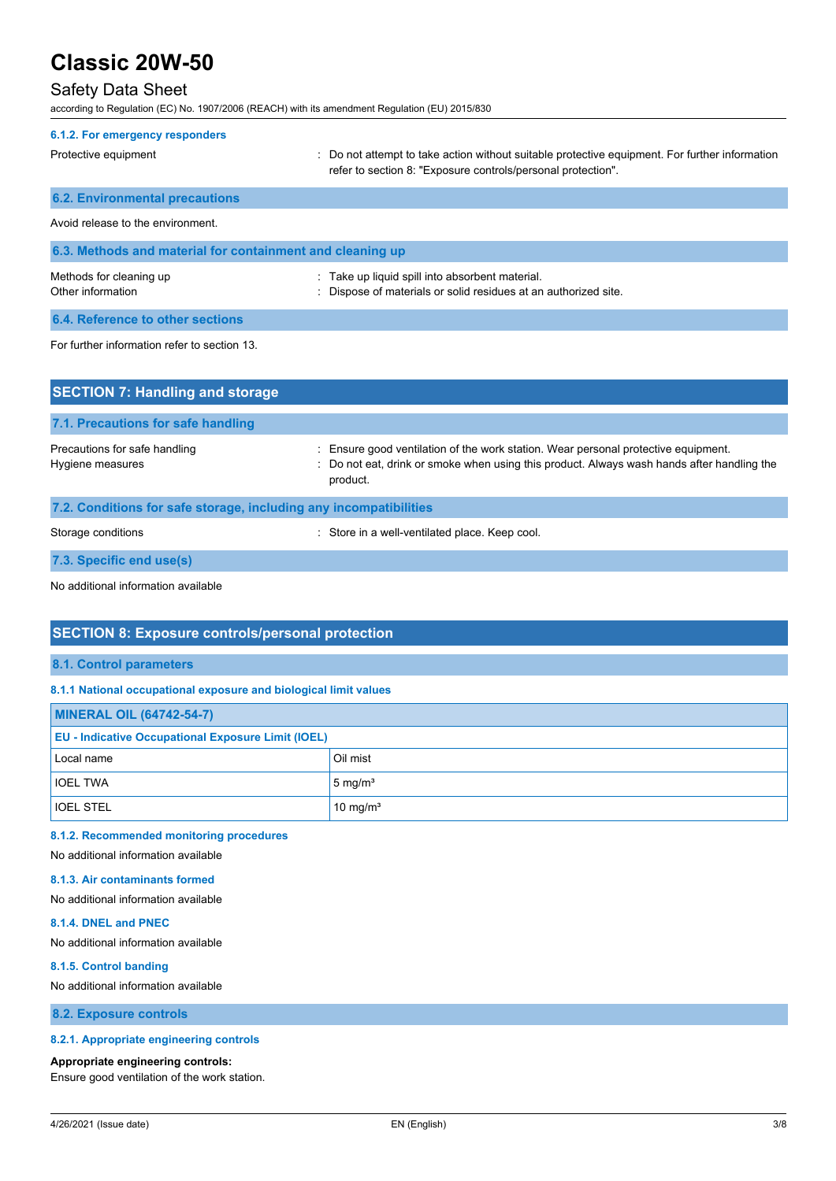#### 6.1.2. For emergency responders

Protective equipment : Do not attempt to take action without suitable protective equipment. For further information refer to section 8: "Exposure controls/personal protection".

### 6.2. Environmental precautions

Avoid release to the environment.

### 6.3. Methods and material for containment and cleaning up

Methods for cleaning up : Take up liquid spill into absorbent material.

Other information : Dispose of materials or solid residues at an authorized site.

### 6.4. Reference to other sections

For further information refer to section 13.

## SECTION 7: Handling and storage

### 7.1. Precautions for safe handling

Precautions for safe handling : Ensure good ventilation of the work station. Wear personal protective equipment.

Hygiene measures : Do not eat, drink or smoke when using this product. Always wash hands after handling the product.

### 7.2. Conditions for safe storage, including any incompatibilities

Storage conditions : Store in a well-ventilated place. Keep cool.

### 7.3. Specific end use(s)

No additional information available

## SECTION 8: Exposure controls/personal protection

### 8.1. Control parameters

#### 8.1.1 National occupational exposure and biological limit values

| MINERAL OIL (64742-54-7) | |
|---|---|
| **EU - Indicative Occupational Exposure Limit (IOEL)** | |
| Local name | Oil mist |
| IOEL TWA | 5 mg/m³ |
| IOEL STEL | 10 mg/m³ |

#### 8.1.2. Recommended monitoring procedures

No additional information available

#### 8.1.3. Air contaminants formed

No additional information available

#### 8.1.4. DNEL and PNEC

No additional information available

#### 8.1.5. Control banding

No additional information available

### 8.2. Exposure controls

#### 8.2.1. Appropriate engineering controls

**Appropriate engineering controls:**

Ensure good ventilation of the work station.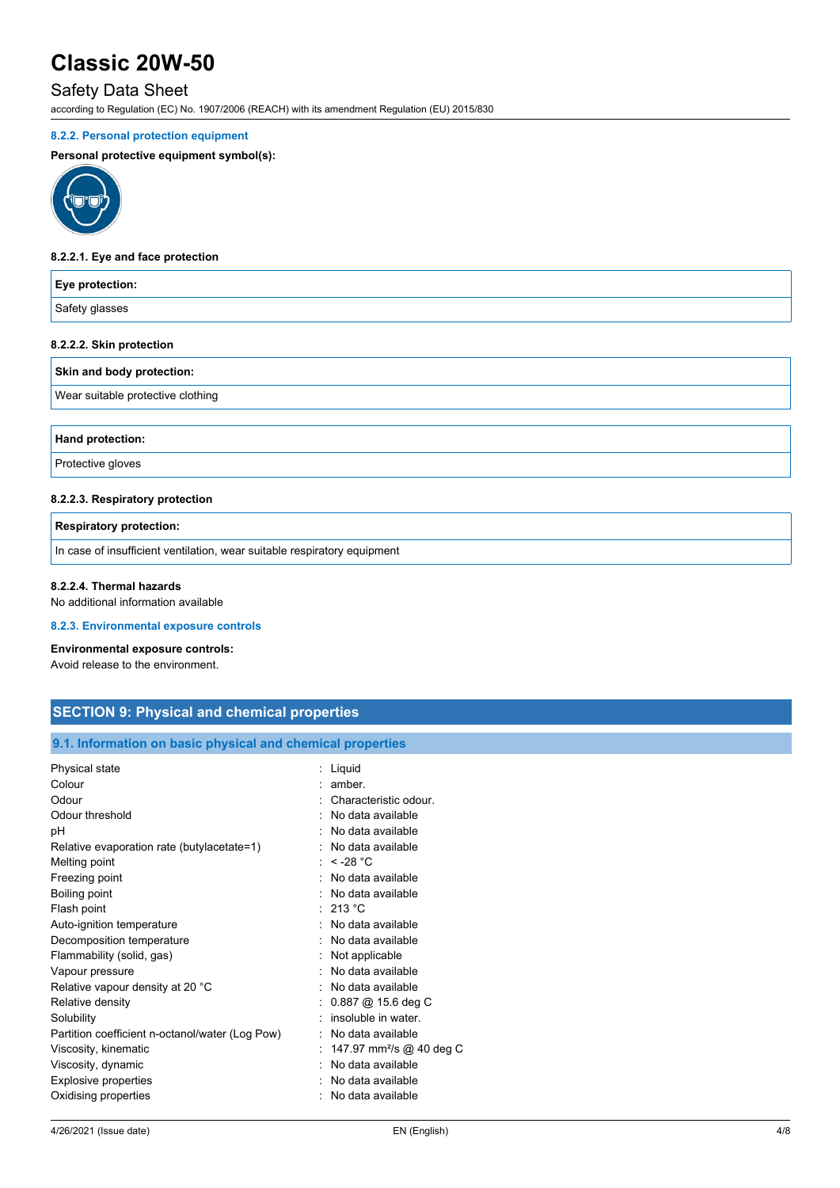### 8.2.2. Personal protection equipment

**Personal protective equipment symbol(s):**

#### 8.2.2.1. Eye and face protection

| Eye protection: |
| --- |
| Safety glasses |

#### 8.2.2.2. Skin protection

| Skin and body protection: |
| --- |
| Wear suitable protective clothing |

| Hand protection: |
| --- |
| Protective gloves |

#### 8.2.2.3. Respiratory protection

| Respiratory protection: |
| --- |
| In case of insufficient ventilation, wear suitable respiratory equipment |

#### 8.2.2.4. Thermal hazards

No additional information available

### 8.2.3. Environmental exposure controls

**Environmental exposure controls:**

Avoid release to the environment.

## SECTION 9: Physical and chemical properties

### 9.1. Information on basic physical and chemical properties

| | |
| --- | --- |
| Physical state | : Liquid |
| Colour | : amber. |
| Odour | : Characteristic odour. |
| Odour threshold | : No data available |
| pH | : No data available |
| Relative evaporation rate (butylacetate=1) | : No data available |
| Melting point | : < -28 °C |
| Freezing point | : No data available |
| Boiling point | : No data available |
| Flash point | : 213 °C |
| Auto-ignition temperature | : No data available |
| Decomposition temperature | : No data available |
| Flammability (solid, gas) | : Not applicable |
| Vapour pressure | : No data available |
| Relative vapour density at 20 °C | : No data available |
| Relative density | : 0.887 @ 15.6 deg C |
| Solubility | : insoluble in water. |
| Partition coefficient n-octanol/water (Log Pow) | : No data available |
| Viscosity, kinematic | : 147.97 $mm^2/s$ @ 40 deg C |
| Viscosity, dynamic | : No data available |
| Explosive properties | : No data available |
| Oxidising properties | : No data available |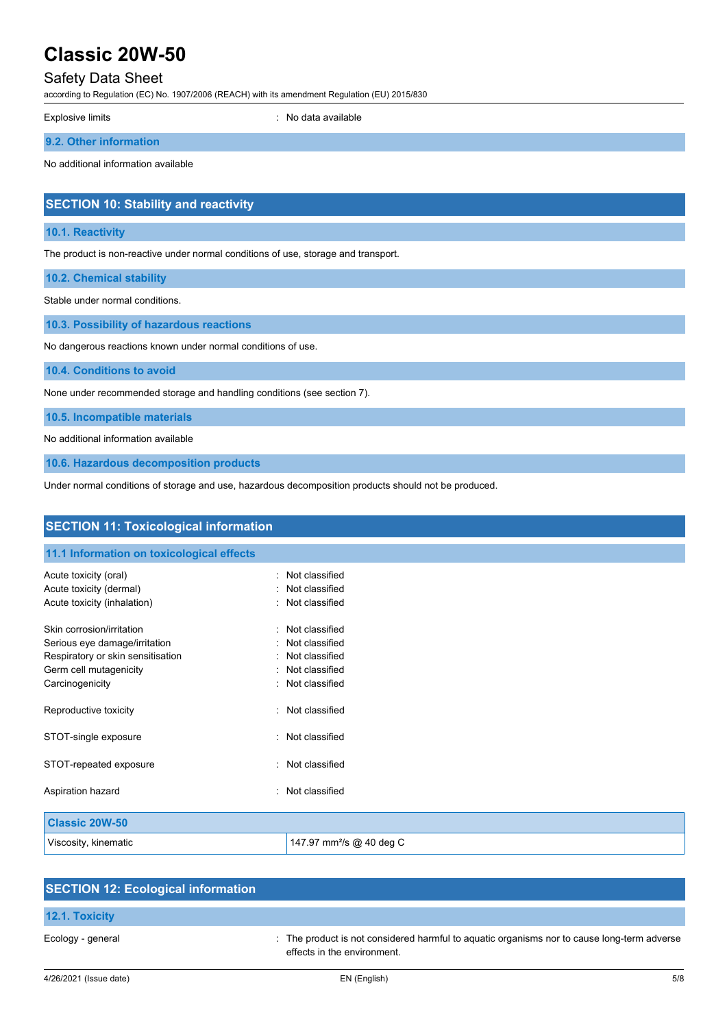Explosive limits : No data available

### 9.2. Other information

No additional information available

## SECTION 10: Stability and reactivity

### 10.1. Reactivity

The product is non-reactive under normal conditions of use, storage and transport.

### 10.2. Chemical stability

Stable under normal conditions.

### 10.3. Possibility of hazardous reactions

No dangerous reactions known under normal conditions of use.

### 10.4. Conditions to avoid

None under recommended storage and handling conditions (see section 7).

### 10.5. Incompatible materials

No additional information available

### 10.6. Hazardous decomposition products

Under normal conditions of storage and use, hazardous decomposition products should not be produced.

## SECTION 11: Toxicological information

### 11.1 Information on toxicological effects

Acute toxicity (oral) : Not classified
Acute toxicity (dermal) : Not classified
Acute toxicity (inhalation) : Not classified

Skin corrosion/irritation : Not classified
Serious eye damage/irritation : Not classified
Respiratory or skin sensitisation : Not classified
Germ cell mutagenicity : Not classified
Carcinogenicity : Not classified

Reproductive toxicity : Not classified

STOT-single exposure : Not classified

STOT-repeated exposure : Not classified

Aspiration hazard : Not classified

| Classic 20W-50 | |
|---|---|
| Viscosity, kinematic | 147.97 $mm^2/s$ @ 40 deg C |

## SECTION 12: Ecological information

### 12.1. Toxicity

Ecology - general : The product is not considered harmful to aquatic organisms nor to cause long-term adverse effects in the environment.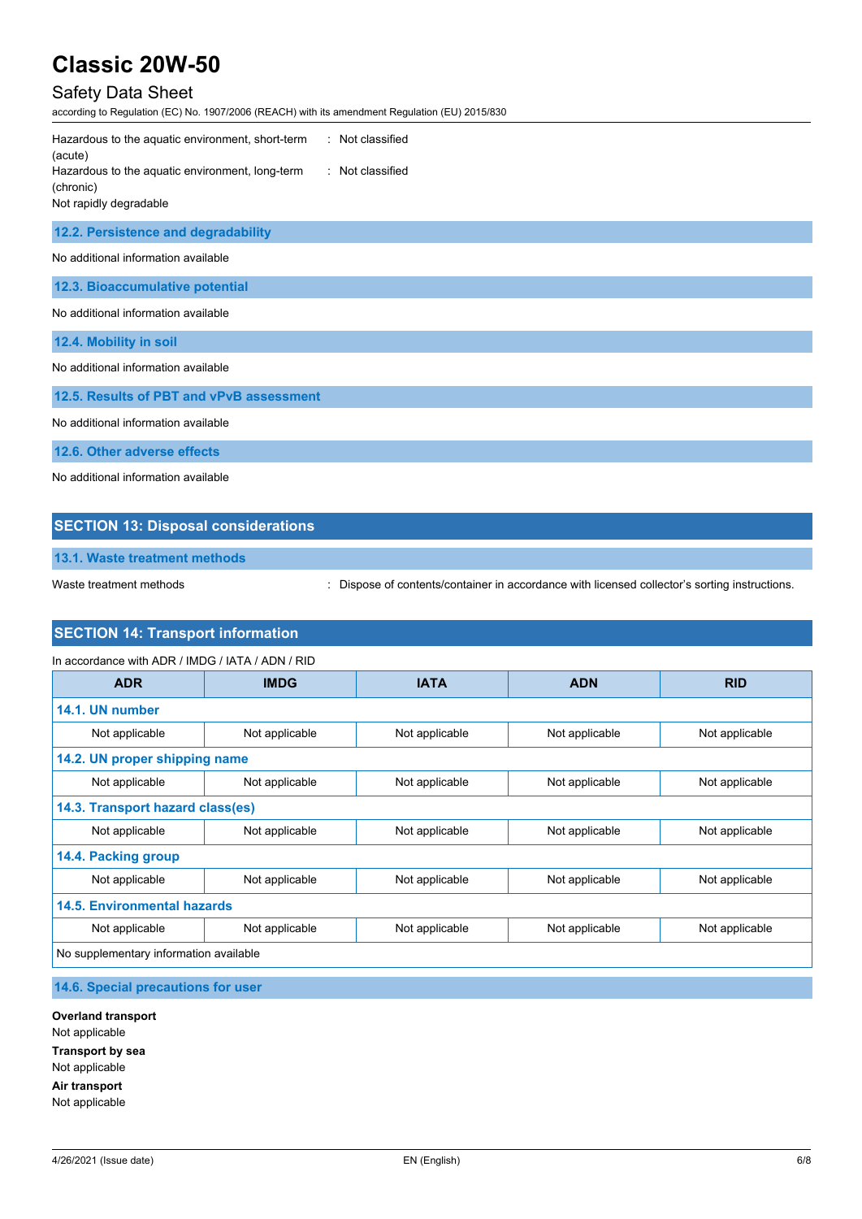Hazardous to the aquatic environment, short-term (acute) : Not classified

Hazardous to the aquatic environment, long-term (chronic) : Not classified

Not rapidly degradable

### 12.2. Persistence and degradability

No additional information available

### 12.3. Bioaccumulative potential

No additional information available

### 12.4. Mobility in soil

No additional information available

### 12.5. Results of PBT and vPvB assessment

No additional information available

### 12.6. Other adverse effects

No additional information available

## SECTION 13: Disposal considerations

### 13.1. Waste treatment methods

Waste treatment methods : Dispose of contents/container in accordance with licensed collector's sorting instructions.

## SECTION 14: Transport information

In accordance with ADR / IMDG / IATA / ADN / RID

| ADR | IMDG | IATA | ADN | RID |
|---|---|---|---|---|
| **14.1. UN number** | | | | |
| Not applicable | Not applicable | Not applicable | Not applicable | Not applicable |
| **14.2. UN proper shipping name** | | | | |
| Not applicable | Not applicable | Not applicable | Not applicable | Not applicable |
| **14.3. Transport hazard class(es)** | | | | |
| Not applicable | Not applicable | Not applicable | Not applicable | Not applicable |
| **14.4. Packing group** | | | | |
| Not applicable | Not applicable | Not applicable | Not applicable | Not applicable |
| **14.5. Environmental hazards** | | | | |
| Not applicable | Not applicable | Not applicable | Not applicable | Not applicable |
| No supplementary information available | | | | |

### 14.6. Special precautions for user

**Overland transport**

Not applicable

**Transport by sea**

Not applicable

**Air transport**

Not applicable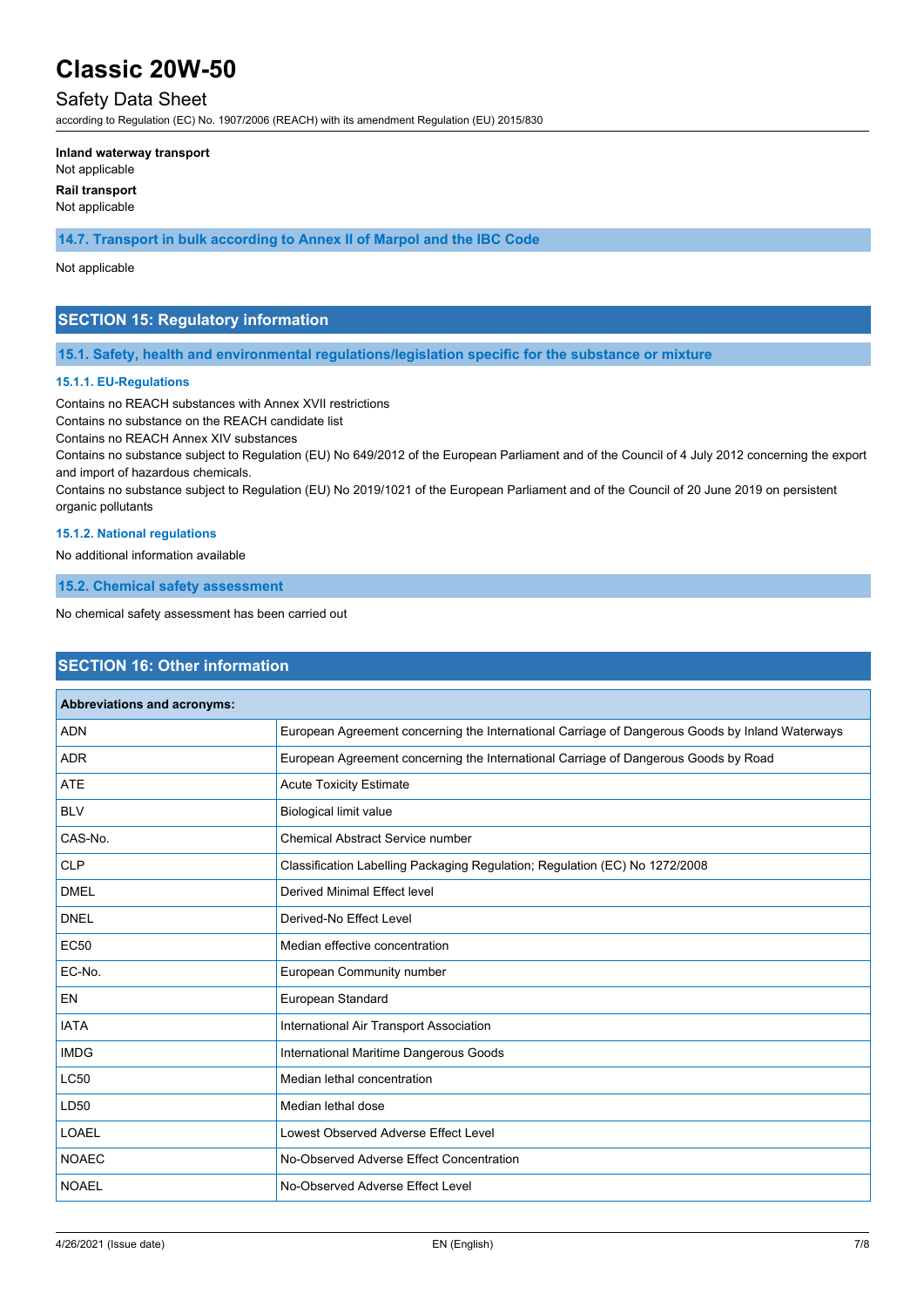**Inland waterway transport**

Not applicable

**Rail transport**

Not applicable

### 14.7. Transport in bulk according to Annex II of Marpol and the IBC Code

Not applicable

## SECTION 15: Regulatory information

### 15.1. Safety, health and environmental regulations/legislation specific for the substance or mixture

#### 15.1.1. EU-Regulations

Contains no REACH substances with Annex XVII restrictions

Contains no substance on the REACH candidate list

Contains no REACH Annex XIV substances

Contains no substance subject to Regulation (EU) No 649/2012 of the European Parliament and of the Council of 4 July 2012 concerning the export and import of hazardous chemicals.

Contains no substance subject to Regulation (EU) No 2019/1021 of the European Parliament and of the Council of 20 June 2019 on persistent organic pollutants

#### 15.1.2. National regulations

No additional information available

### 15.2. Chemical safety assessment

No chemical safety assessment has been carried out

## SECTION 16: Other information

| Abbreviations and acronyms: | |
|---|---|
| ADN | European Agreement concerning the International Carriage of Dangerous Goods by Inland Waterways |
| ADR | European Agreement concerning the International Carriage of Dangerous Goods by Road |
| ATE | Acute Toxicity Estimate |
| BLV | Biological limit value |
| CAS-No. | Chemical Abstract Service number |
| CLP | Classification Labelling Packaging Regulation; Regulation (EC) No 1272/2008 |
| DMEL | Derived Minimal Effect level |
| DNEL | Derived-No Effect Level |
| EC50 | Median effective concentration |
| EC-No. | European Community number |
| EN | European Standard |
| IATA | International Air Transport Association |
| IMDG | International Maritime Dangerous Goods |
| LC50 | Median lethal concentration |
| LD50 | Median lethal dose |
| LOAEL | Lowest Observed Adverse Effect Level |
| NOAEC | No-Observed Adverse Effect Concentration |
| NOAEL | No-Observed Adverse Effect Level |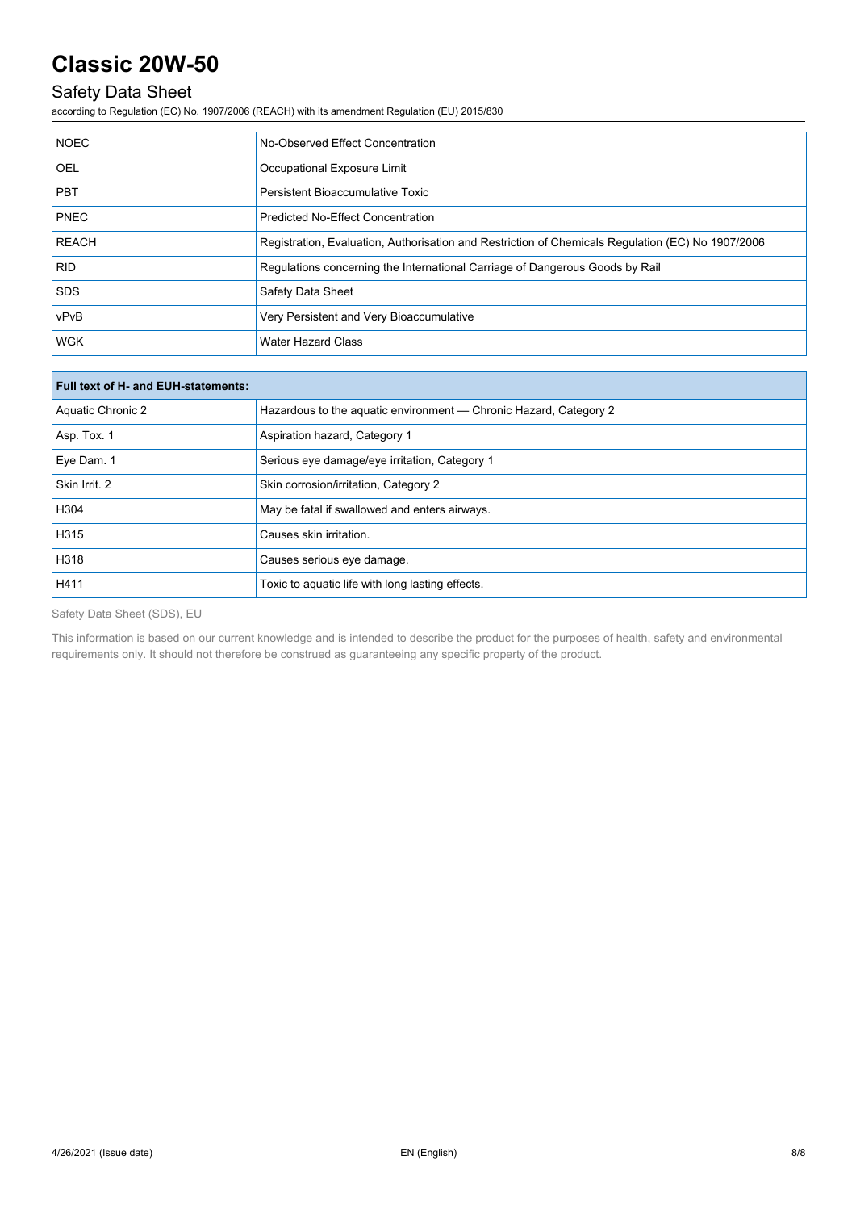| | |
|---|---|
| NOEC | No-Observed Effect Concentration |
| OEL | Occupational Exposure Limit |
| PBT | Persistent Bioaccumulative Toxic |
| PNEC | Predicted No-Effect Concentration |
| REACH | Registration, Evaluation, Authorisation and Restriction of Chemicals Regulation (EC) No 1907/2006 |
| RID | Regulations concerning the International Carriage of Dangerous Goods by Rail |
| SDS | Safety Data Sheet |
| vPvB | Very Persistent and Very Bioaccumulative |
| WGK | Water Hazard Class |

| **Full text of H- and EUH-statements:** | |
|---|---|
| Aquatic Chronic 2 | Hazardous to the aquatic environment — Chronic Hazard, Category 2 |
| Asp. Tox. 1 | Aspiration hazard, Category 1 |
| Eye Dam. 1 | Serious eye damage/eye irritation, Category 1 |
| Skin Irrit. 2 | Skin corrosion/irritation, Category 2 |
| H304 | May be fatal if swallowed and enters airways. |
| H315 | Causes skin irritation. |
| H318 | Causes serious eye damage. |
| H411 | Toxic to aquatic life with long lasting effects. |

Safety Data Sheet (SDS), EU

This information is based on our current knowledge and is intended to describe the product for the purposes of health, safety and environmental requirements only. It should not therefore be construed as guaranteeing any specific property of the product.